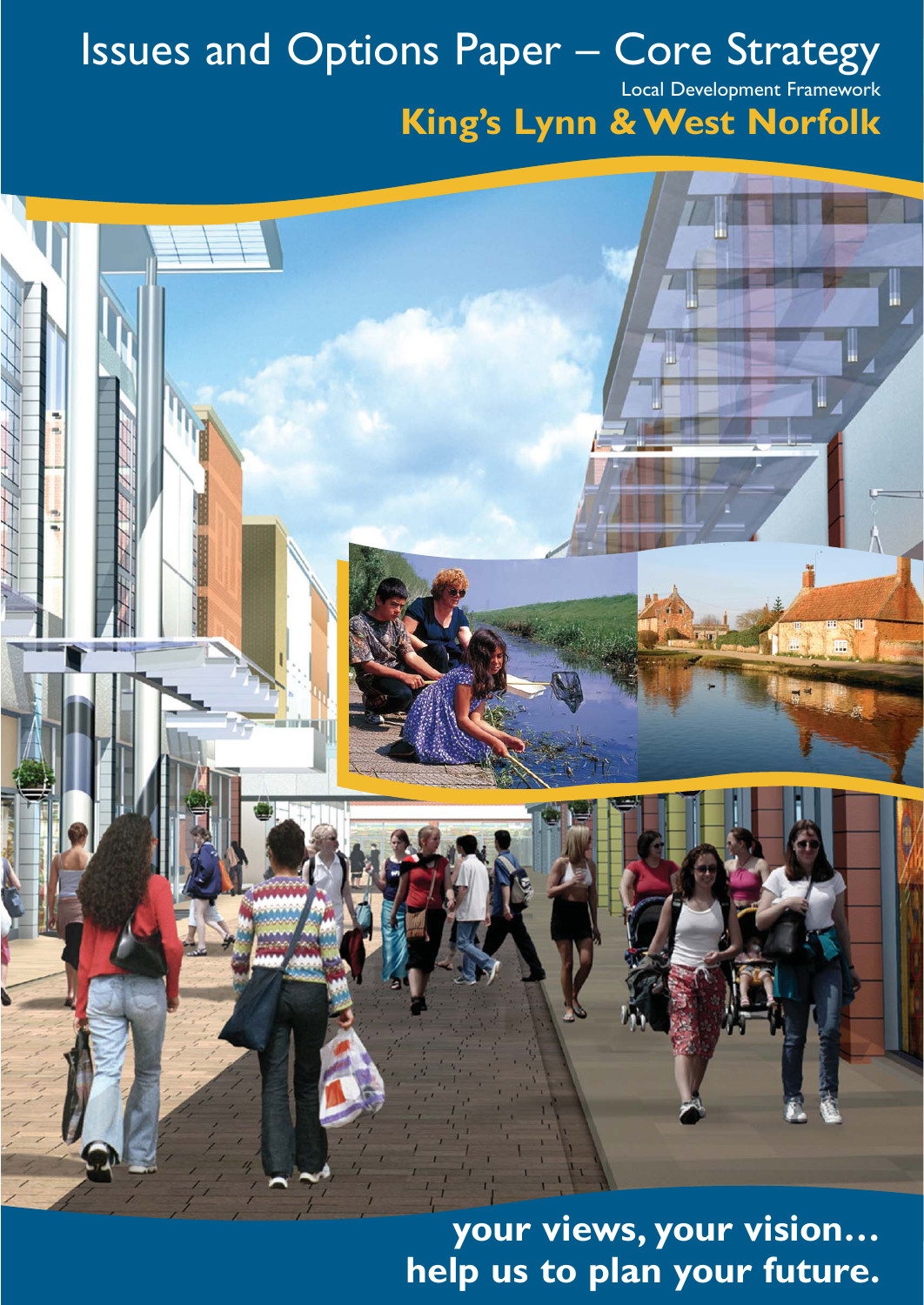# Issues and Options Paper – Core Strategy

Local Development Framework

## King's Lynn & West Norfolk

**your views, your vision... help us to plan your future.**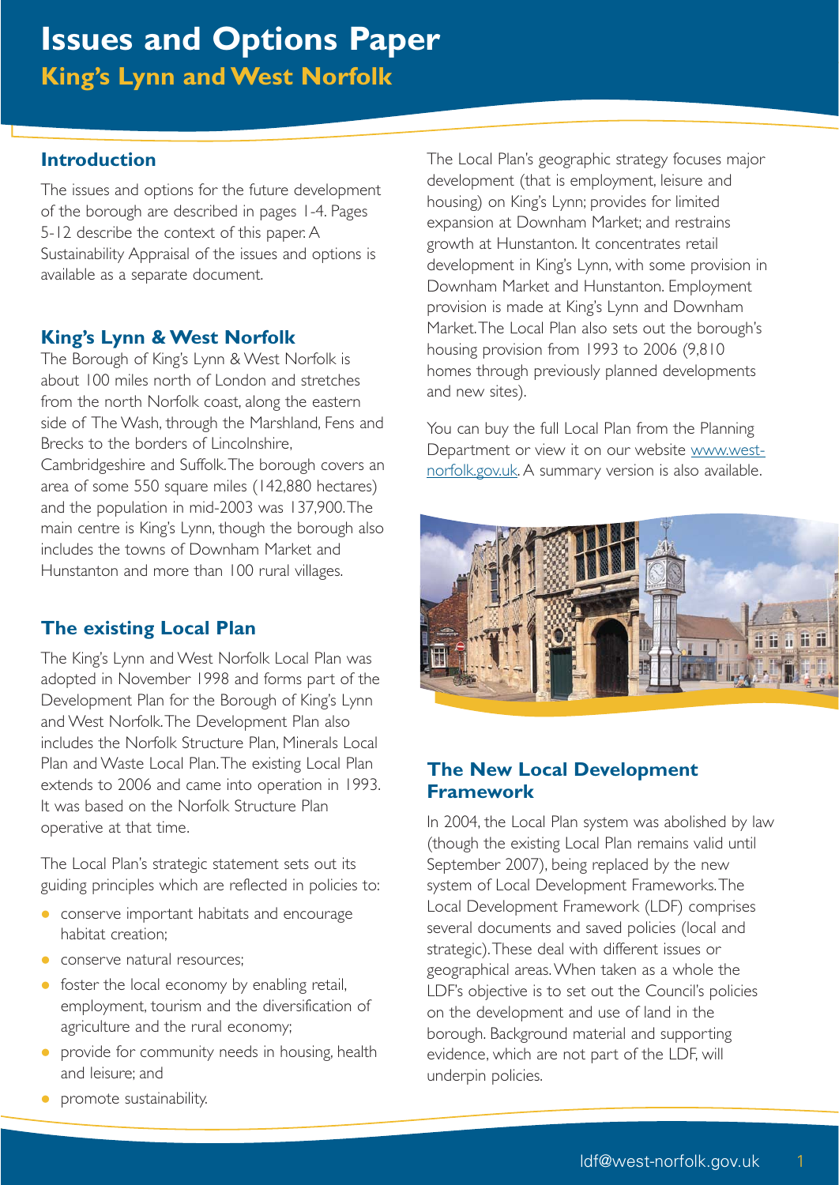# Issues and Options Paper

## King's Lynn and West Norfolk

### Introduction

The issues and options for the future development of the borough are described in pages 1-4. Pages 5-12 describe the context of this paper. A Sustainability Appraisal of the issues and options is available as a separate document.

### King's Lynn & West Norfolk

The Borough of King's Lynn & West Norfolk is about 100 miles north of London and stretches from the north Norfolk coast, along the eastern side of The Wash, through the Marshland, Fens and Brecks to the borders of Lincolnshire, Cambridgeshire and Suffolk. The borough covers an area of some 550 square miles (142,880 hectares) and the population in mid-2003 was 137,900. The main centre is King's Lynn, though the borough also includes the towns of Downham Market and Hunstanton and more than 100 rural villages.

### The existing Local Plan

The King's Lynn and West Norfolk Local Plan was adopted in November 1998 and forms part of the Development Plan for the Borough of King's Lynn and West Norfolk. The Development Plan also includes the Norfolk Structure Plan, Minerals Local Plan and Waste Local Plan. The existing Local Plan extends to 2006 and came into operation in 1993. It was based on the Norfolk Structure Plan operative at that time.

The Local Plan's strategic statement sets out its guiding principles which are reflected in policies to:

- conserve important habitats and encourage habitat creation;
- conserve natural resources;
- foster the local economy by enabling retail, employment, tourism and the diversification of agriculture and the rural economy;
- provide for community needs in housing, health and leisure; and
- promote sustainability.

The Local Plan's geographic strategy focuses major development (that is employment, leisure and housing) on King's Lynn; provides for limited expansion at Downham Market; and restrains growth at Hunstanton. It concentrates retail development in King's Lynn, with some provision in Downham Market and Hunstanton. Employment provision is made at King's Lynn and Downham Market. The Local Plan also sets out the borough's housing provision from 1993 to 2006 (9,810 homes through previously planned developments and new sites).

You can buy the full Local Plan from the Planning Department or view it on our website www.west-norfolk.gov.uk. A summary version is also available.

### The New Local Development Framework

In 2004, the Local Plan system was abolished by law (though the existing Local Plan remains valid until September 2007), being replaced by the new system of Local Development Frameworks. The Local Development Framework (LDF) comprises several documents and saved policies (local and strategic). These deal with different issues or geographical areas. When taken as a whole the LDF's objective is to set out the Council's policies on the development and use of land in the borough. Background material and supporting evidence, which are not part of the LDF, will underpin policies.

ldf@west-norfolk.gov.uk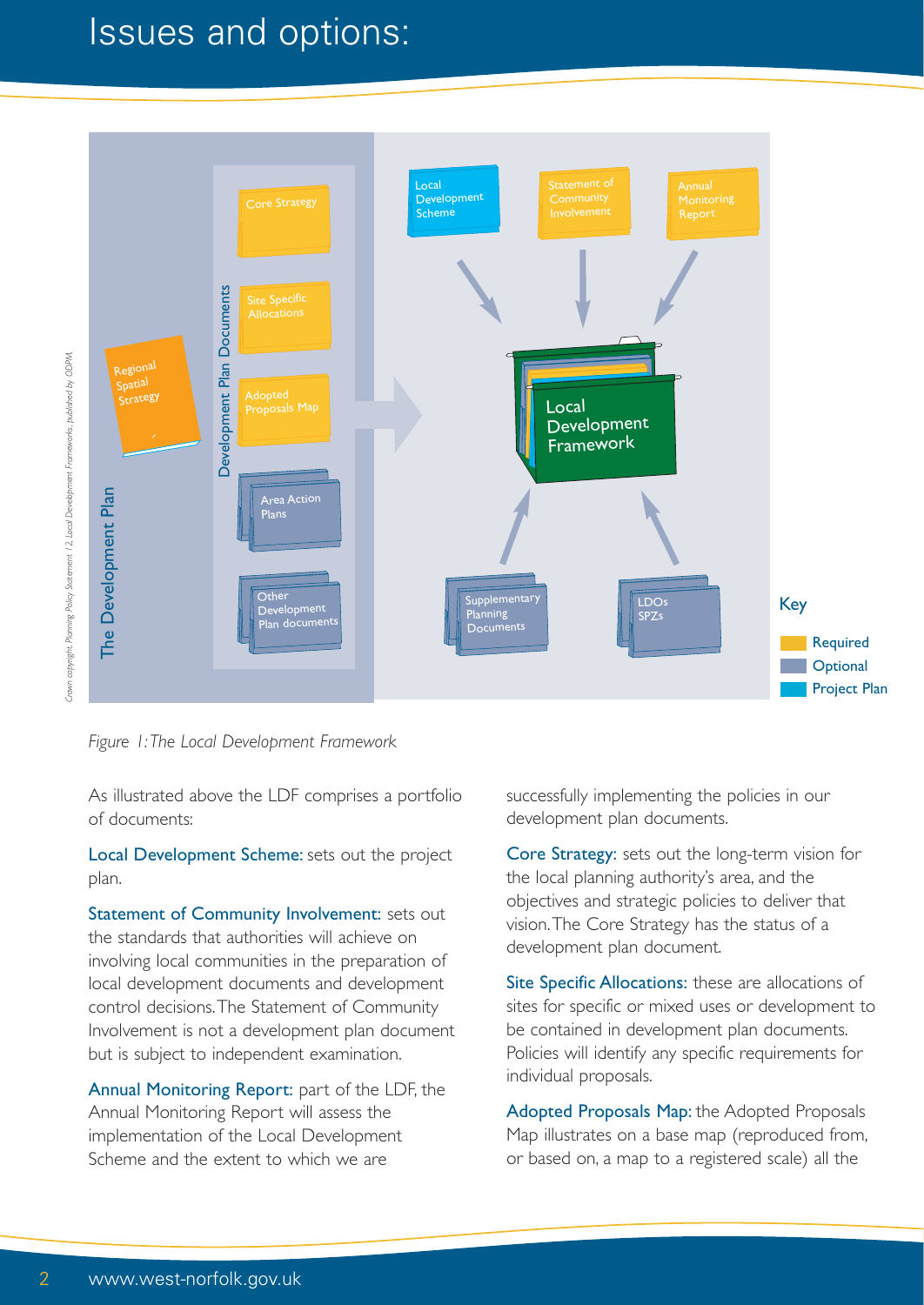# Issues and options:

Figure 1: The Local Development Framework

As illustrated above the LDF comprises a portfolio of documents:

Local Development Scheme: sets out the project plan.

Statement of Community Involvement: sets out the standards that authorities will achieve on involving local communities in the preparation of local development documents and development control decisions. The Statement of Community Involvement is not a development plan document but is subject to independent examination.

Annual Monitoring Report: part of the LDF, the Annual Monitoring Report will assess the implementation of the Local Development Scheme and the extent to which we are successfully implementing the policies in our development plan documents.

Core Strategy: sets out the long-term vision for the local planning authority's area, and the objectives and strategic policies to deliver that vision. The Core Strategy has the status of a development plan document.

Site Specific Allocations: these are allocations of sites for specific or mixed uses or development to be contained in development plan documents. Policies will identify any specific requirements for individual proposals.

Adopted Proposals Map: the Adopted Proposals Map illustrates on a base map (reproduced from, or based on, a map to a registered scale) all the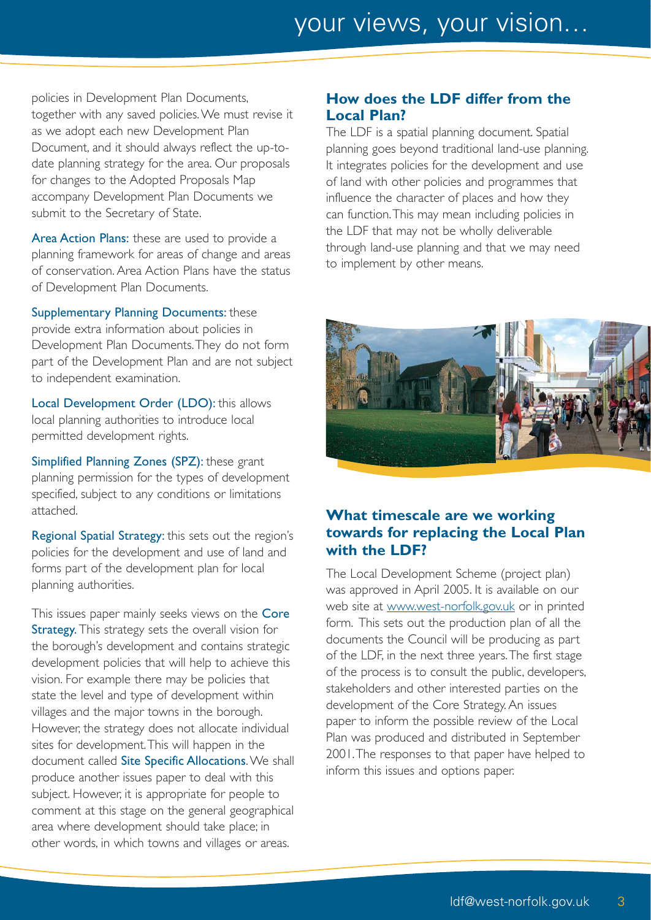policies in Development Plan Documents, together with any saved policies. We must revise it as we adopt each new Development Plan Document, and it should always reflect the up-to-date planning strategy for the area. Our proposals for changes to the Adopted Proposals Map accompany Development Plan Documents we submit to the Secretary of State.

Area Action Plans: these are used to provide a planning framework for areas of change and areas of conservation. Area Action Plans have the status of Development Plan Documents.

Supplementary Planning Documents: these provide extra information about policies in Development Plan Documents. They do not form part of the Development Plan and are not subject to independent examination.

Local Development Order (LDO): this allows local planning authorities to introduce local permitted development rights.

Simplified Planning Zones (SPZ): these grant planning permission for the types of development specified, subject to any conditions or limitations attached.

Regional Spatial Strategy: this sets out the region's policies for the development and use of land and forms part of the development plan for local planning authorities.

This issues paper mainly seeks views on the Core Strategy. This strategy sets the overall vision for the borough's development and contains strategic development policies that will help to achieve this vision. For example there may be policies that state the level and type of development within villages and the major towns in the borough. However, the strategy does not allocate individual sites for development. This will happen in the document called Site Specific Allocations. We shall produce another issues paper to deal with this subject. However, it is appropriate for people to comment at this stage on the general geographical area where development should take place; in other words, in which towns and villages or areas.

## How does the LDF differ from the Local Plan?

The LDF is a spatial planning document. Spatial planning goes beyond traditional land-use planning. It integrates policies for the development and use of land with other policies and programmes that influence the character of places and how they can function. This may mean including policies in the LDF that may not be wholly deliverable through land-use planning and that we may need to implement by other means.

## What timescale are we working towards for replacing the Local Plan with the LDF?

The Local Development Scheme (project plan) was approved in April 2005. It is available on our web site at www.west-norfolk.gov.uk or in printed form. This sets out the production plan of all the documents the Council will be producing as part of the LDF, in the next three years. The first stage of the process is to consult the public, developers, stakeholders and other interested parties on the development of the Core Strategy. An issues paper to inform the possible review of the Local Plan was produced and distributed in September 2001. The responses to that paper have helped to inform this issues and options paper.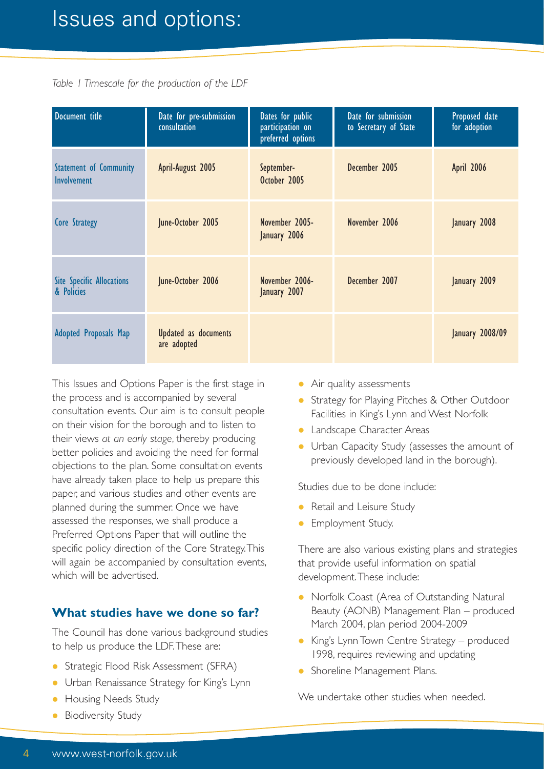# Issues and options:

*Table 1 Timescale for the production of the LDF*

| Document title | Date for pre-submission consultation | Dates for public participation on preferred options | Date for submission to Secretary of State | Proposed date for adoption |
|---|---|---|---|---|
| Statement of Community Involvement | April-August 2005 | September-October 2005 | December 2005 | April 2006 |
| Core Strategy | June-October 2005 | November 2005-January 2006 | November 2006 | January 2008 |
| Site Specific Allocations & Policies | June-October 2006 | November 2006-January 2007 | December 2007 | January 2009 |
| Adopted Proposals Map | Updated as documents are adopted | | | January 2008/09 |

This Issues and Options Paper is the first stage in the process and is accompanied by several consultation events. Our aim is to consult people on their vision for the borough and to listen to their views *at an early stage*, thereby producing better policies and avoiding the need for formal objections to the plan. Some consultation events have already taken place to help us prepare this paper, and various studies and other events are planned during the summer. Once we have assessed the responses, we shall produce a Preferred Options Paper that will outline the specific policy direction of the Core Strategy. This will again be accompanied by consultation events, which will be advertised.

## What studies have we done so far?

The Council has done various background studies to help us produce the LDF. These are:

- Strategic Flood Risk Assessment (SFRA)
- Urban Renaissance Strategy for King's Lynn
- Housing Needs Study
- Biodiversity Study
- Air quality assessments
- Strategy for Playing Pitches & Other Outdoor Facilities in King's Lynn and West Norfolk
- Landscape Character Areas
- Urban Capacity Study (assesses the amount of previously developed land in the borough).

Studies due to be done include:

- Retail and Leisure Study
- Employment Study.

There are also various existing plans and strategies that provide useful information on spatial development. These include:

- Norfolk Coast (Area of Outstanding Natural Beauty (AONB) Management Plan – produced March 2004, plan period 2004-2009
- King's Lynn Town Centre Strategy – produced 1998, requires reviewing and updating
- Shoreline Management Plans.

We undertake other studies when needed.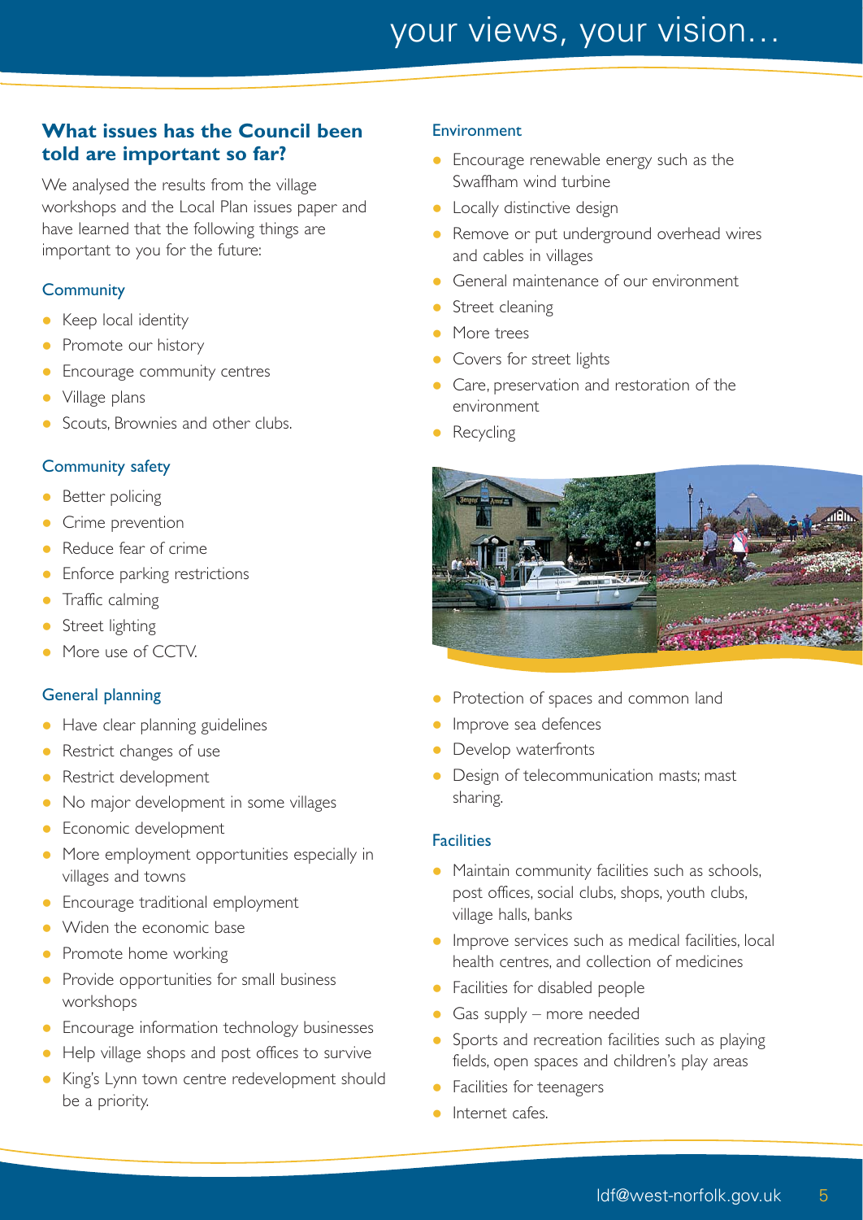## What issues has the Council been told are important so far?

We analysed the results from the village workshops and the Local Plan issues paper and have learned that the following things are important to you for the future:

### Community

- Keep local identity
- Promote our history
- Encourage community centres
- Village plans
- Scouts, Brownies and other clubs.

### Community safety

- Better policing
- Crime prevention
- Reduce fear of crime
- Enforce parking restrictions
- Traffic calming
- Street lighting
- More use of CCTV.

### General planning

- Have clear planning guidelines
- Restrict changes of use
- Restrict development
- No major development in some villages
- Economic development
- More employment opportunities especially in villages and towns
- Encourage traditional employment
- Widen the economic base
- Promote home working
- Provide opportunities for small business workshops
- Encourage information technology businesses
- Help village shops and post offices to survive
- King's Lynn town centre redevelopment should be a priority.

### Environment

- Encourage renewable energy such as the Swaffham wind turbine
- Locally distinctive design
- Remove or put underground overhead wires and cables in villages
- General maintenance of our environment
- Street cleaning
- More trees
- Covers for street lights
- Care, preservation and restoration of the environment
- Recycling
- Protection of spaces and common land
- Improve sea defences
- Develop waterfronts
- Design of telecommunication masts; mast sharing.

### Facilities

- Maintain community facilities such as schools, post offices, social clubs, shops, youth clubs, village halls, banks
- Improve services such as medical facilities, local health centres, and collection of medicines
- Facilities for disabled people
- Gas supply – more needed
- Sports and recreation facilities such as playing fields, open spaces and children's play areas
- Facilities for teenagers
- Internet cafes.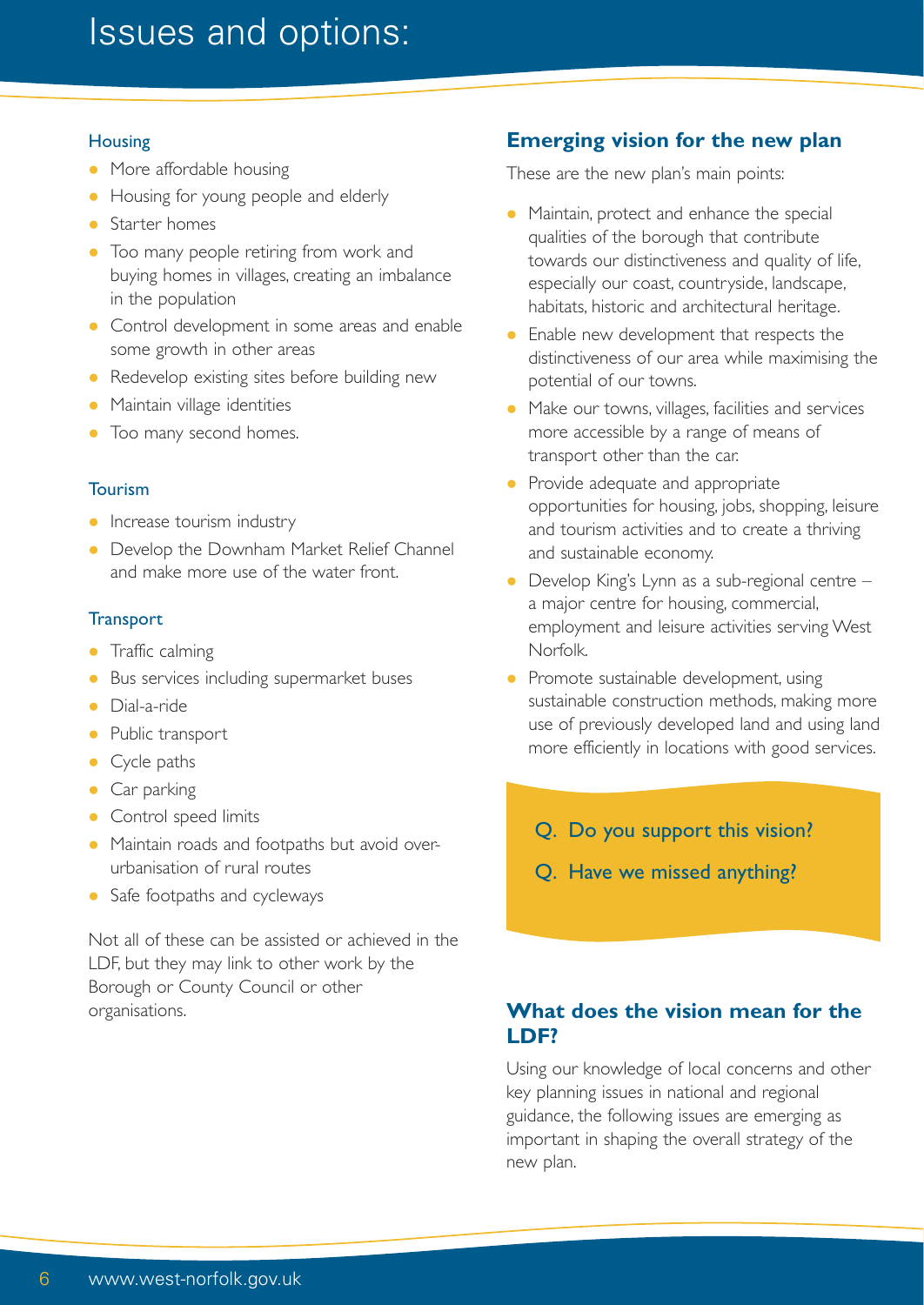# Issues and options:

### Housing

- More affordable housing
- Housing for young people and elderly
- Starter homes
- Too many people retiring from work and buying homes in villages, creating an imbalance in the population
- Control development in some areas and enable some growth in other areas
- Redevelop existing sites before building new
- Maintain village identities
- Too many second homes.

### Tourism

- Increase tourism industry
- Develop the Downham Market Relief Channel and make more use of the water front.

### Transport

- Traffic calming
- Bus services including supermarket buses
- Dial-a-ride
- Public transport
- Cycle paths
- Car parking
- Control speed limits
- Maintain roads and footpaths but avoid over-urbanisation of rural routes
- Safe footpaths and cycleways

Not all of these can be assisted or achieved in the LDF, but they may link to other work by the Borough or County Council or other organisations.

## Emerging vision for the new plan

These are the new plan's main points:

- Maintain, protect and enhance the special qualities of the borough that contribute towards our distinctiveness and quality of life, especially our coast, countryside, landscape, habitats, historic and architectural heritage.
- Enable new development that respects the distinctiveness of our area while maximising the potential of our towns.
- Make our towns, villages, facilities and services more accessible by a range of means of transport other than the car.
- Provide adequate and appropriate opportunities for housing, jobs, shopping, leisure and tourism activities and to create a thriving and sustainable economy.
- Develop King's Lynn as a sub-regional centre – a major centre for housing, commercial, employment and leisure activities serving West Norfolk.
- Promote sustainable development, using sustainable construction methods, making more use of previously developed land and using land more efficiently in locations with good services.

Q. Do you support this vision?

Q. Have we missed anything?

## What does the vision mean for the LDF?

Using our knowledge of local concerns and other key planning issues in national and regional guidance, the following issues are emerging as important in shaping the overall strategy of the new plan.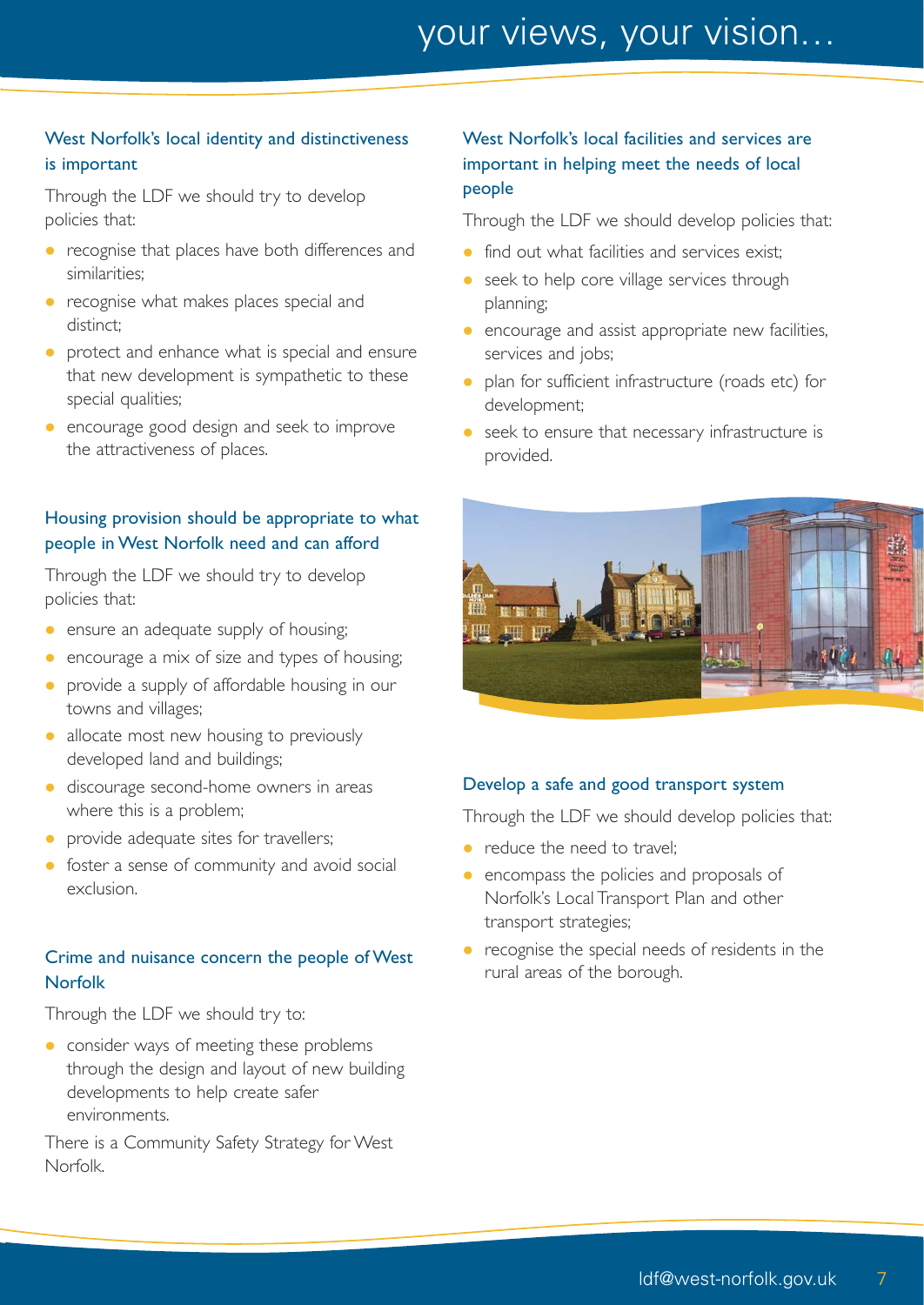## West Norfolk's local identity and distinctiveness is important

Through the LDF we should try to develop policies that:

- recognise that places have both differences and similarities;
- recognise what makes places special and distinct;
- protect and enhance what is special and ensure that new development is sympathetic to these special qualities;
- encourage good design and seek to improve the attractiveness of places.

## Housing provision should be appropriate to what people in West Norfolk need and can afford

Through the LDF we should try to develop policies that:

- ensure an adequate supply of housing;
- encourage a mix of size and types of housing;
- provide a supply of affordable housing in our towns and villages;
- allocate most new housing to previously developed land and buildings;
- discourage second-home owners in areas where this is a problem;
- provide adequate sites for travellers;
- foster a sense of community and avoid social exclusion.

## Crime and nuisance concern the people of West Norfolk

Through the LDF we should try to:

- consider ways of meeting these problems through the design and layout of new building developments to help create safer environments.

There is a Community Safety Strategy for West Norfolk.

## West Norfolk's local facilities and services are important in helping meet the needs of local people

Through the LDF we should develop policies that:

- find out what facilities and services exist;
- seek to help core village services through planning;
- encourage and assist appropriate new facilities, services and jobs;
- plan for sufficient infrastructure (roads etc) for development;
- seek to ensure that necessary infrastructure is provided.

## Develop a safe and good transport system

Through the LDF we should develop policies that:

- reduce the need to travel;
- encompass the policies and proposals of Norfolk's Local Transport Plan and other transport strategies;
- recognise the special needs of residents in the rural areas of the borough.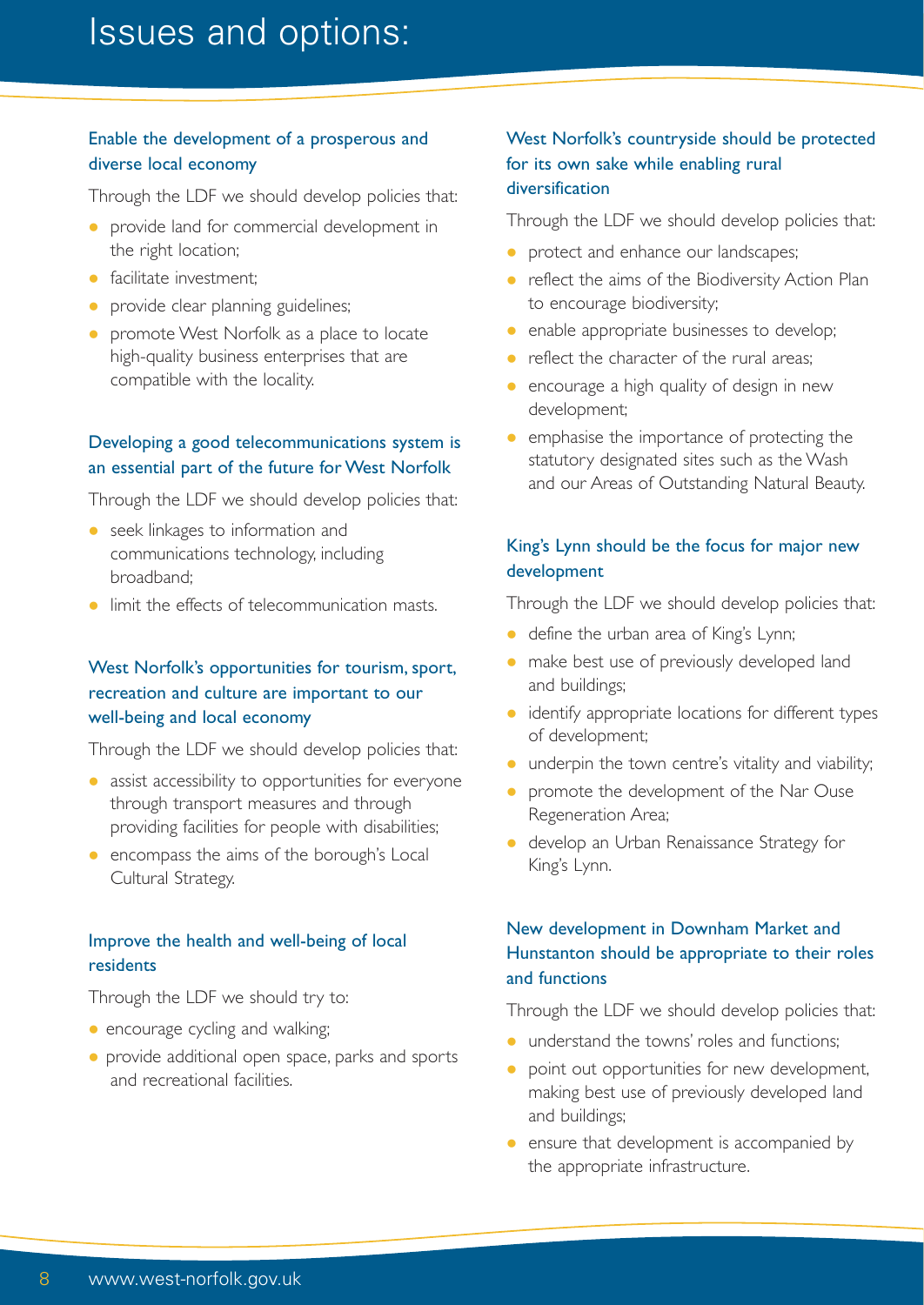# Issues and options:

### Enable the development of a prosperous and diverse local economy

Through the LDF we should develop policies that:

- provide land for commercial development in the right location;
- facilitate investment;
- provide clear planning guidelines;
- promote West Norfolk as a place to locate high-quality business enterprises that are compatible with the locality.

### Developing a good telecommunications system is an essential part of the future for West Norfolk

Through the LDF we should develop policies that:

- seek linkages to information and communications technology, including broadband;
- limit the effects of telecommunication masts.

### West Norfolk's opportunities for tourism, sport, recreation and culture are important to our well-being and local economy

Through the LDF we should develop policies that:

- assist accessibility to opportunities for everyone through transport measures and through providing facilities for people with disabilities;
- encompass the aims of the borough's Local Cultural Strategy.

### Improve the health and well-being of local residents

Through the LDF we should try to:

- encourage cycling and walking;
- provide additional open space, parks and sports and recreational facilities.

### West Norfolk's countryside should be protected for its own sake while enabling rural diversification

Through the LDF we should develop policies that:

- protect and enhance our landscapes;
- reflect the aims of the Biodiversity Action Plan to encourage biodiversity;
- enable appropriate businesses to develop;
- reflect the character of the rural areas;
- encourage a high quality of design in new development;
- emphasise the importance of protecting the statutory designated sites such as the Wash and our Areas of Outstanding Natural Beauty.

### King's Lynn should be the focus for major new development

Through the LDF we should develop policies that:

- define the urban area of King's Lynn;
- make best use of previously developed land and buildings;
- identify appropriate locations for different types of development;
- underpin the town centre's vitality and viability;
- promote the development of the Nar Ouse Regeneration Area;
- develop an Urban Renaissance Strategy for King's Lynn.

### New development in Downham Market and Hunstanton should be appropriate to their roles and functions

Through the LDF we should develop policies that:

- understand the towns' roles and functions;
- point out opportunities for new development, making best use of previously developed land and buildings;
- ensure that development is accompanied by the appropriate infrastructure.

www.west-norfolk.gov.uk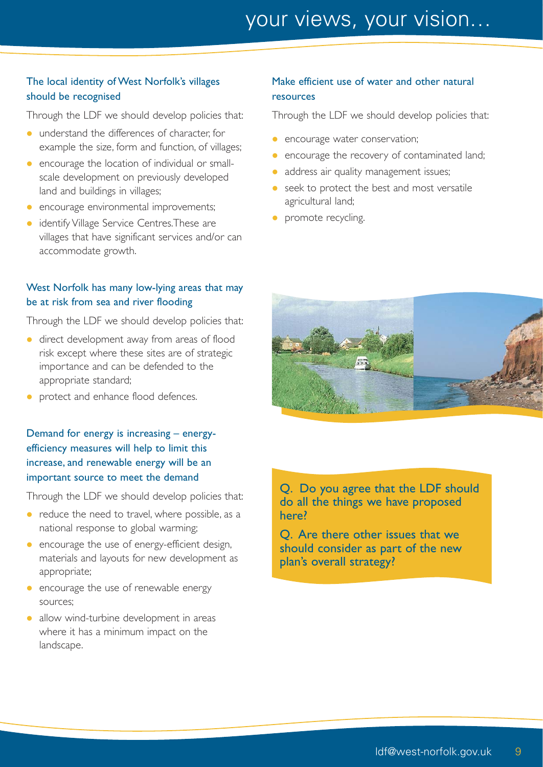### The local identity of West Norfolk's villages should be recognised

Through the LDF we should develop policies that:

- understand the differences of character, for example the size, form and function, of villages;
- encourage the location of individual or small-scale development on previously developed land and buildings in villages;
- encourage environmental improvements;
- identify Village Service Centres. These are villages that have significant services and/or can accommodate growth.

### West Norfolk has many low-lying areas that may be at risk from sea and river flooding

Through the LDF we should develop policies that:

- direct development away from areas of flood risk except where these sites are of strategic importance and can be defended to the appropriate standard;
- protect and enhance flood defences.

### Demand for energy is increasing – energy-efficiency measures will help to limit this increase, and renewable energy will be an important source to meet the demand

Through the LDF we should develop policies that:

- reduce the need to travel, where possible, as a national response to global warming;
- encourage the use of energy-efficient design, materials and layouts for new development as appropriate;
- encourage the use of renewable energy sources;
- allow wind-turbine development in areas where it has a minimum impact on the landscape.

### Make efficient use of water and other natural resources

Through the LDF we should develop policies that:

- encourage water conservation;
- encourage the recovery of contaminated land;
- address air quality management issues;
- seek to protect the best and most versatile agricultural land;
- promote recycling.

**Q. Do you agree that the LDF should do all the things we have proposed here?**

**Q. Are there other issues that we should consider as part of the new plan's overall strategy?**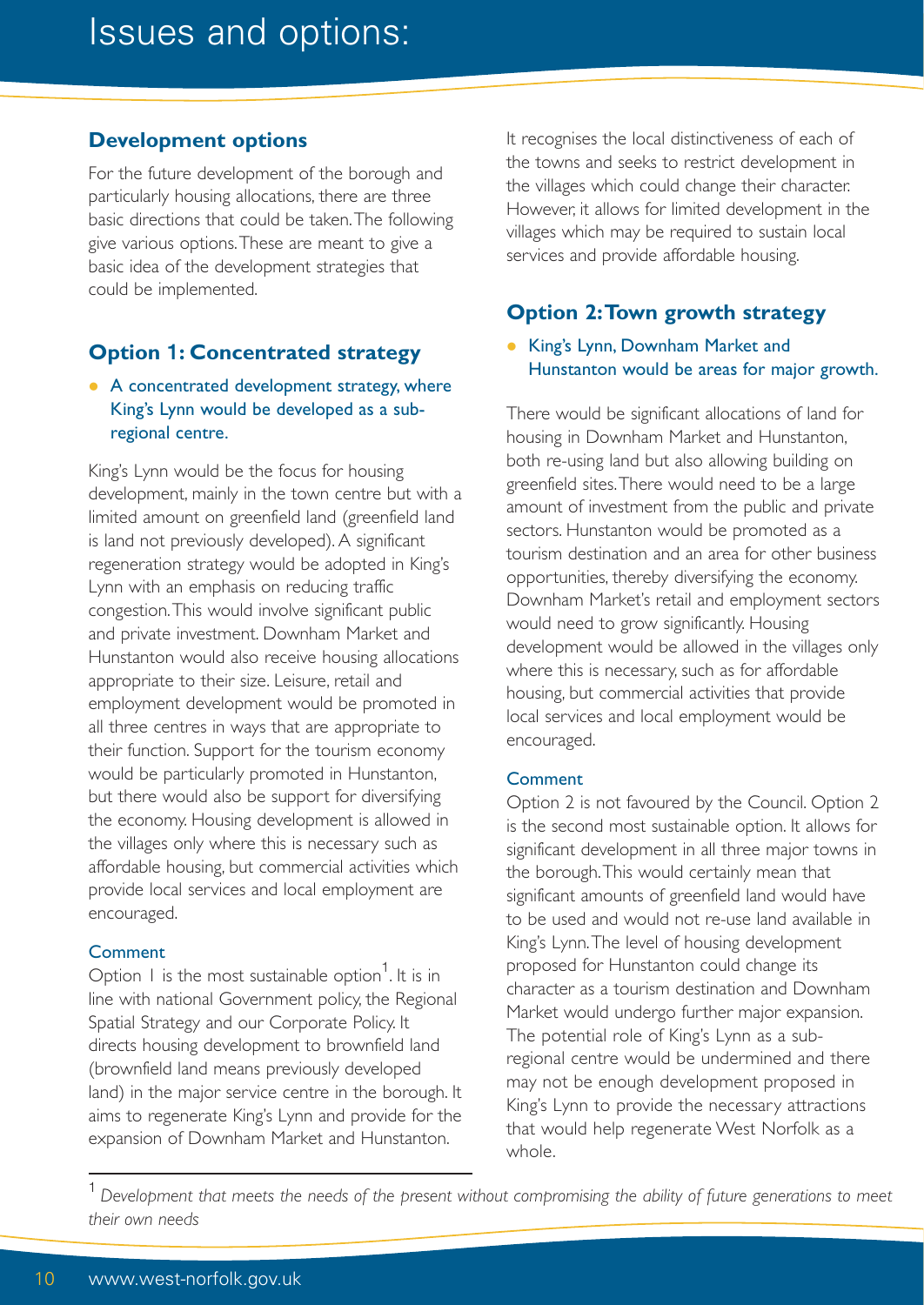# Issues and options:

## Development options

For the future development of the borough and particularly housing allocations, there are three basic directions that could be taken. The following give various options. These are meant to give a basic idea of the development strategies that could be implemented.

## Option 1: Concentrated strategy

- A concentrated development strategy, where King's Lynn would be developed as a sub-regional centre.

King's Lynn would be the focus for housing development, mainly in the town centre but with a limited amount on greenfield land (greenfield land is land not previously developed). A significant regeneration strategy would be adopted in King's Lynn with an emphasis on reducing traffic congestion. This would involve significant public and private investment. Downham Market and Hunstanton would also receive housing allocations appropriate to their size. Leisure, retail and employment development would be promoted in all three centres in ways that are appropriate to their function. Support for the tourism economy would be particularly promoted in Hunstanton, but there would also be support for diversifying the economy. Housing development is allowed in the villages only where this is necessary such as affordable housing, but commercial activities which provide local services and local employment are encouraged.

### Comment

Option 1 is the most sustainable option[1]. It is in line with national Government policy, the Regional Spatial Strategy and our Corporate Policy. It directs housing development to brownfield land (brownfield land means previously developed land) in the major service centre in the borough. It aims to regenerate King's Lynn and provide for the expansion of Downham Market and Hunstanton. It recognises the local distinctiveness of each of the towns and seeks to restrict development in the villages which could change their character. However, it allows for limited development in the villages which may be required to sustain local services and provide affordable housing.

## Option 2: Town growth strategy

- King's Lynn, Downham Market and Hunstanton would be areas for major growth.

There would be significant allocations of land for housing in Downham Market and Hunstanton, both re-using land but also allowing building on greenfield sites. There would need to be a large amount of investment from the public and private sectors. Hunstanton would be promoted as a tourism destination and an area for other business opportunities, thereby diversifying the economy. Downham Market's retail and employment sectors would need to grow significantly. Housing development would be allowed in the villages only where this is necessary, such as for affordable housing, but commercial activities that provide local services and local employment would be encouraged.

### Comment

Option 2 is not favoured by the Council. Option 2 is the second most sustainable option. It allows for significant development in all three major towns in the borough. This would certainly mean that significant amounts of greenfield land would have to be used and would not re-use land available in King's Lynn. The level of housing development proposed for Hunstanton could change its character as a tourism destination and Downham Market would undergo further major expansion. The potential role of King's Lynn as a sub-regional centre would be undermined and there may not be enough development proposed in King's Lynn to provide the necessary attractions that would help regenerate West Norfolk as a whole.

---

[1] *Development that meets the needs of the present without compromising the ability of future generations to meet their own needs*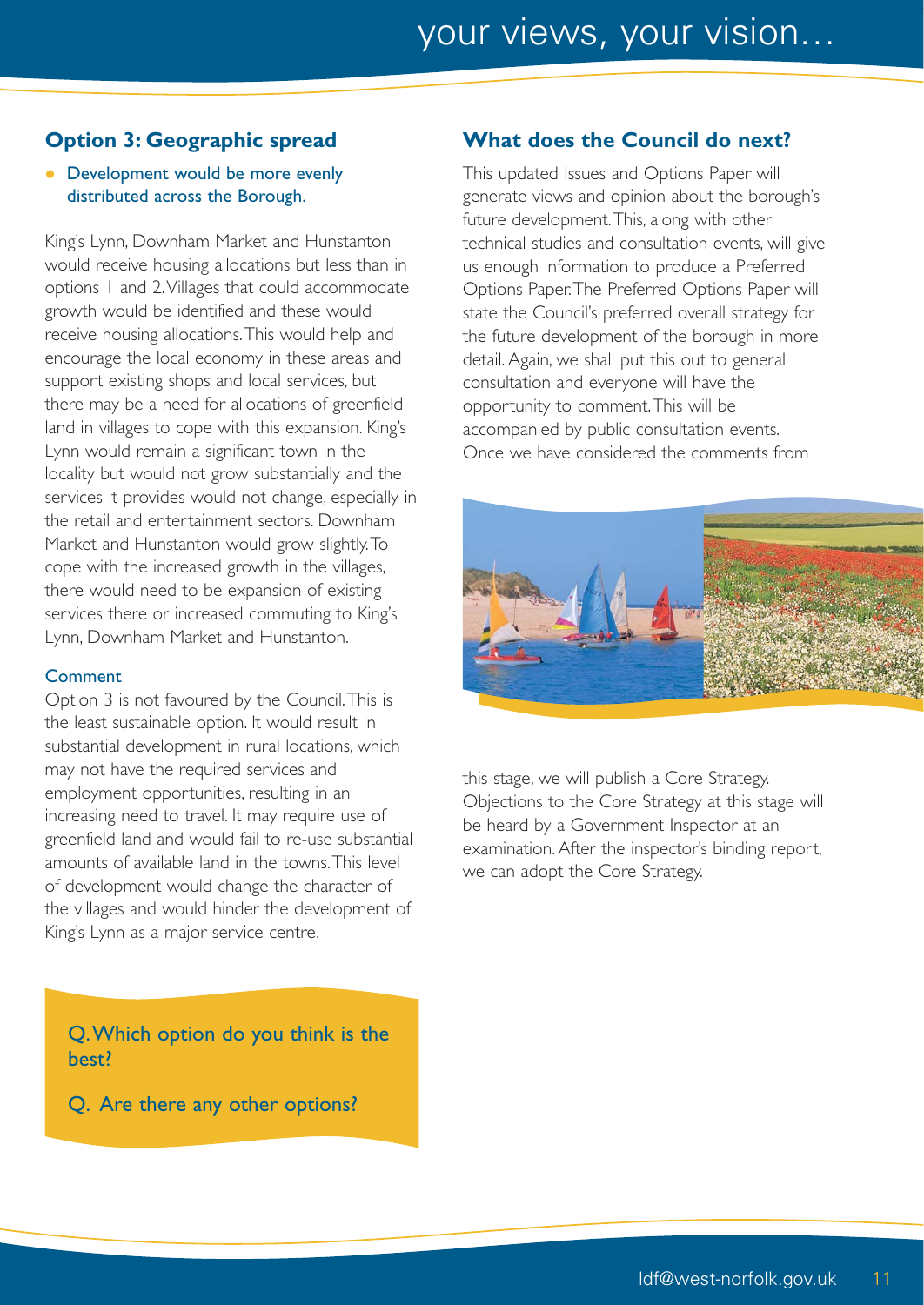## Option 3: Geographic spread

- Development would be more evenly distributed across the Borough.

King's Lynn, Downham Market and Hunstanton would receive housing allocations but less than in options 1 and 2. Villages that could accommodate growth would be identified and these would receive housing allocations. This would help and encourage the local economy in these areas and support existing shops and local services, but there may be a need for allocations of greenfield land in villages to cope with this expansion. King's Lynn would remain a significant town in the locality but would not grow substantially and the services it provides would not change, especially in the retail and entertainment sectors. Downham Market and Hunstanton would grow slightly. To cope with the increased growth in the villages, there would need to be expansion of existing services there or increased commuting to King's Lynn, Downham Market and Hunstanton.

### Comment

Option 3 is not favoured by the Council. This is the least sustainable option. It would result in substantial development in rural locations, which may not have the required services and employment opportunities, resulting in an increasing need to travel. It may require use of greenfield land and would fail to re-use substantial amounts of available land in the towns. This level of development would change the character of the villages and would hinder the development of King's Lynn as a major service centre.

**Q. Which option do you think is the best?**

**Q. Are there any other options?**

## What does the Council do next?

This updated Issues and Options Paper will generate views and opinion about the borough's future development. This, along with other technical studies and consultation events, will give us enough information to produce a Preferred Options Paper. The Preferred Options Paper will state the Council's preferred overall strategy for the future development of the borough in more detail. Again, we shall put this out to general consultation and everyone will have the opportunity to comment. This will be accompanied by public consultation events. Once we have considered the comments from this stage, we will publish a Core Strategy. Objections to the Core Strategy at this stage will be heard by a Government Inspector at an examination. After the inspector's binding report, we can adopt the Core Strategy.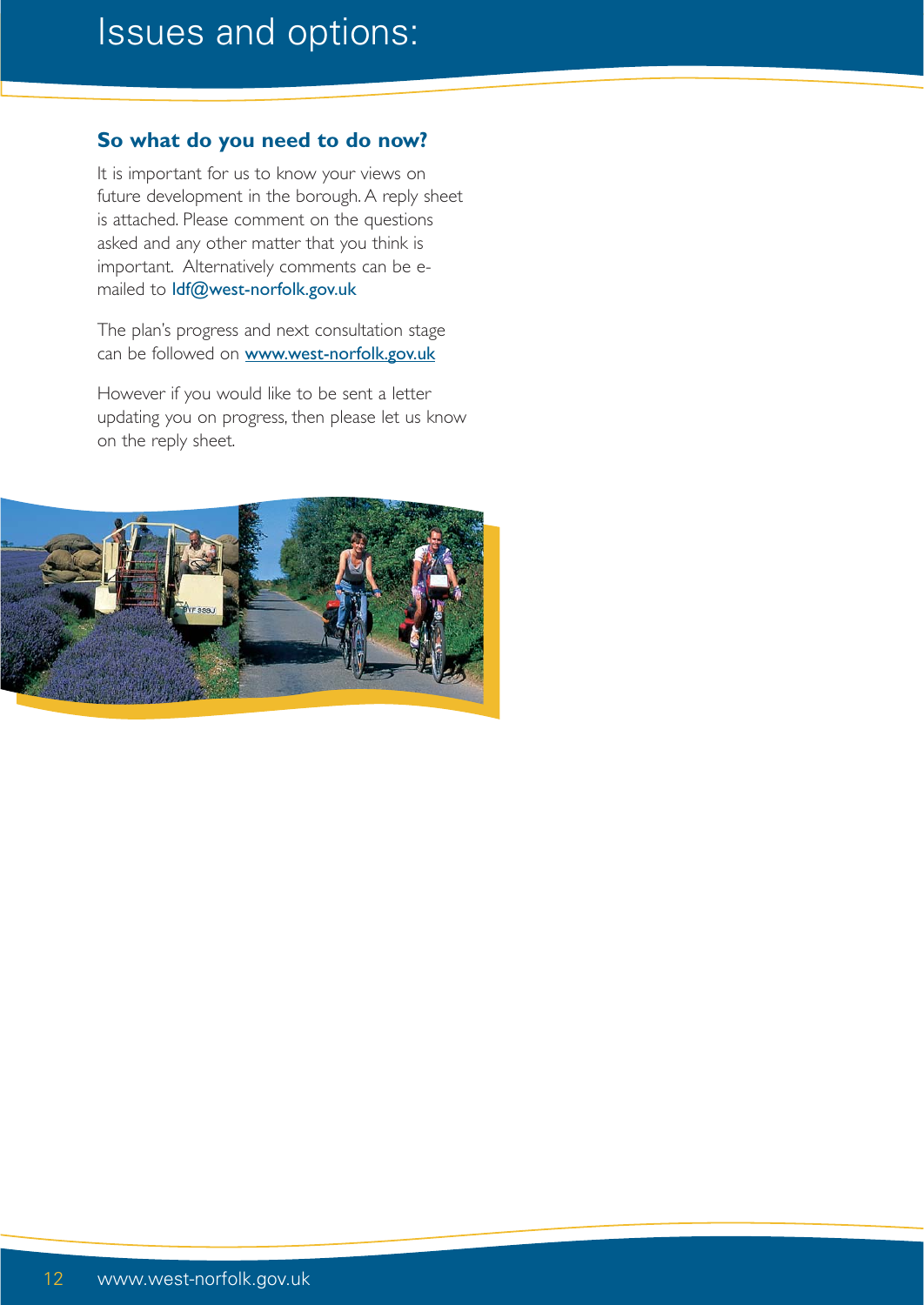# Issues and options:

## So what do you need to do now?

It is important for us to know your views on future development in the borough. A reply sheet is attached. Please comment on the questions asked and any other matter that you think is important. Alternatively comments can be e-mailed to ldf@west-norfolk.gov.uk

The plan's progress and next consultation stage can be followed on www.west-norfolk.gov.uk

However if you would like to be sent a letter updating you on progress, then please let us know on the reply sheet.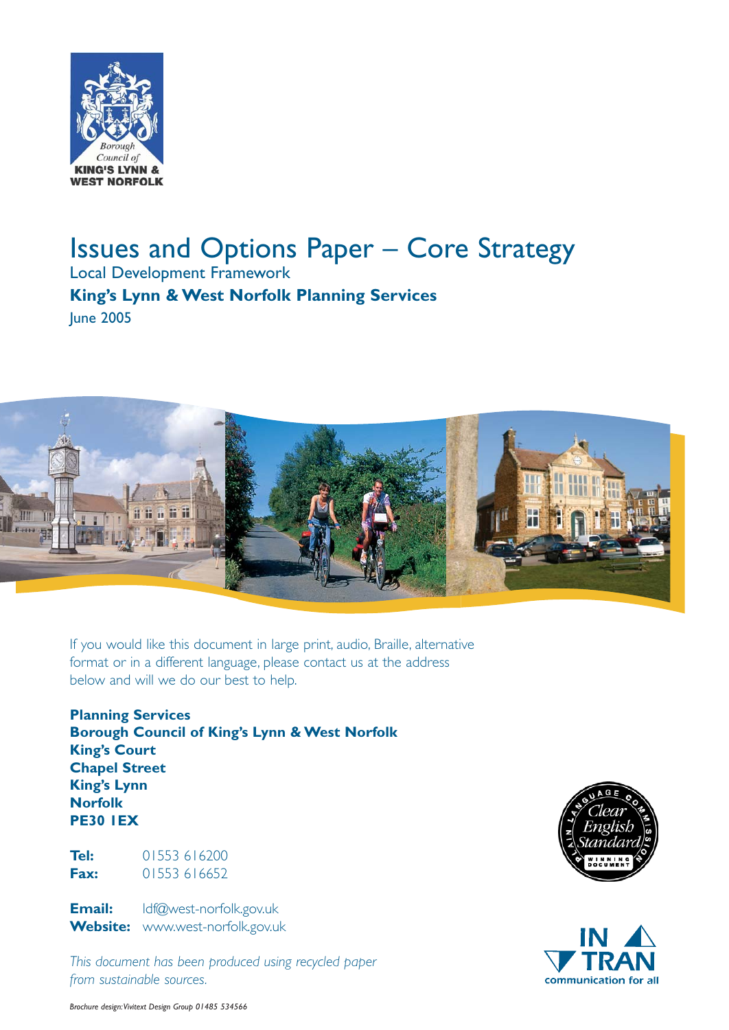Borough Council of KING'S LYNN & WEST NORFOLK

# Issues and Options Paper – Core Strategy

Local Development Framework

**King's Lynn & West Norfolk Planning Services**

June 2005

If you would like this document in large print, audio, Braille, alternative format or in a different language, please contact us at the address below and will we do our best to help.

**Planning Services**
**Borough Council of King's Lynn & West Norfolk**
**King's Court**
**Chapel Street**
**King's Lynn**
**Norfolk**
**PE30 1EX**

**Tel:** 01553 616200
**Fax:** 01553 616652

**Email:** ldf@west-norfolk.gov.uk
**Website:** www.west-norfolk.gov.uk

*This document has been produced using recycled paper from sustainable sources.*

Plain Language Commission Clear English Standard Winning Document

IN TRAN communication for all

*Brochure design: Vivitext Design Group 01485 534566*